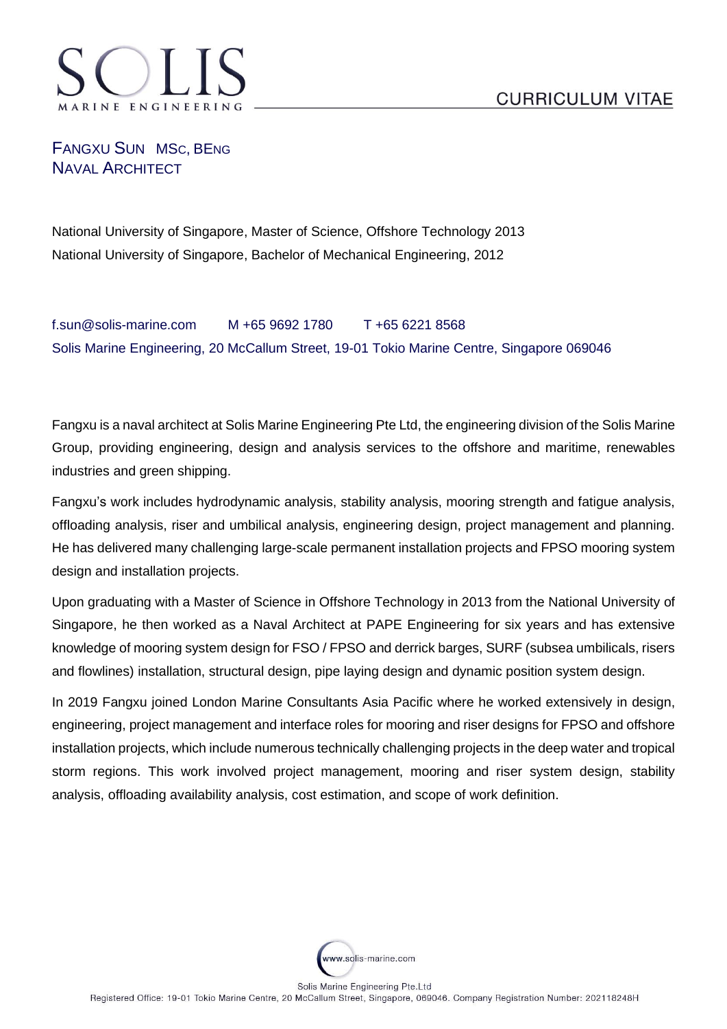# CURRICULUM VITAE

## FANGXU SUN MSc, BEng
## NAVAL ARCHITECT

National University of Singapore, Master of Science, Offshore Technology 2013
National University of Singapore, Bachelor of Mechanical Engineering, 2012

f.sun@solis-marine.com    M +65 9692 1780    T +65 6221 8568
Solis Marine Engineering, 20 McCallum Street, 19-01 Tokio Marine Centre, Singapore 069046

Fangxu is a naval architect at Solis Marine Engineering Pte Ltd, the engineering division of the Solis Marine Group, providing engineering, design and analysis services to the offshore and maritime, renewables industries and green shipping.

Fangxu's work includes hydrodynamic analysis, stability analysis, mooring strength and fatigue analysis, offloading analysis, riser and umbilical analysis, engineering design, project management and planning. He has delivered many challenging large-scale permanent installation projects and FPSO mooring system design and installation projects.

Upon graduating with a Master of Science in Offshore Technology in 2013 from the National University of Singapore, he then worked as a Naval Architect at PAPE Engineering for six years and has extensive knowledge of mooring system design for FSO / FPSO and derrick barges, SURF (subsea umbilicals, risers and flowlines) installation, structural design, pipe laying design and dynamic position system design.

In 2019 Fangxu joined London Marine Consultants Asia Pacific where he worked extensively in design, engineering, project management and interface roles for mooring and riser designs for FPSO and offshore installation projects, which include numerous technically challenging projects in the deep water and tropical storm regions. This work involved project management, mooring and riser system design, stability analysis, offloading availability analysis, cost estimation, and scope of work definition.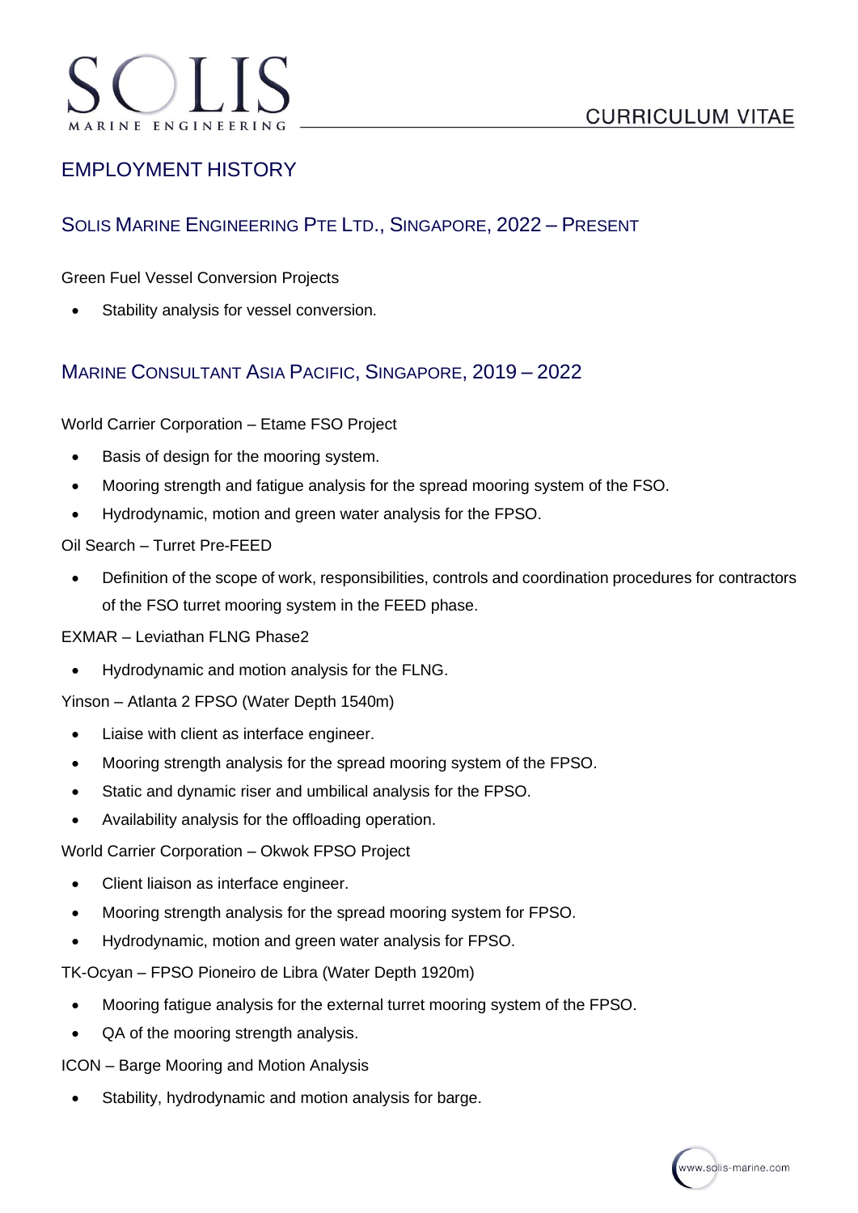# EMPLOYMENT HISTORY

## SOLIS MARINE ENGINEERING PTE LTD., SINGAPORE, 2022 – PRESENT

Green Fuel Vessel Conversion Projects

- Stability analysis for vessel conversion.

## MARINE CONSULTANT ASIA PACIFIC, SINGAPORE, 2019 – 2022

World Carrier Corporation – Etame FSO Project

- Basis of design for the mooring system.
- Mooring strength and fatigue analysis for the spread mooring system of the FSO.
- Hydrodynamic, motion and green water analysis for the FPSO.

Oil Search – Turret Pre-FEED

- Definition of the scope of work, responsibilities, controls and coordination procedures for contractors of the FSO turret mooring system in the FEED phase.

EXMAR – Leviathan FLNG Phase2

- Hydrodynamic and motion analysis for the FLNG.

Yinson – Atlanta 2 FPSO (Water Depth 1540m)

- Liaise with client as interface engineer.
- Mooring strength analysis for the spread mooring system of the FPSO.
- Static and dynamic riser and umbilical analysis for the FPSO.
- Availability analysis for the offloading operation.

World Carrier Corporation – Okwok FPSO Project

- Client liaison as interface engineer.
- Mooring strength analysis for the spread mooring system for FPSO.
- Hydrodynamic, motion and green water analysis for FPSO.

TK-Ocyan – FPSO Pioneiro de Libra (Water Depth 1920m)

- Mooring fatigue analysis for the external turret mooring system of the FPSO.
- QA of the mooring strength analysis.

ICON – Barge Mooring and Motion Analysis

- Stability, hydrodynamic and motion analysis for barge.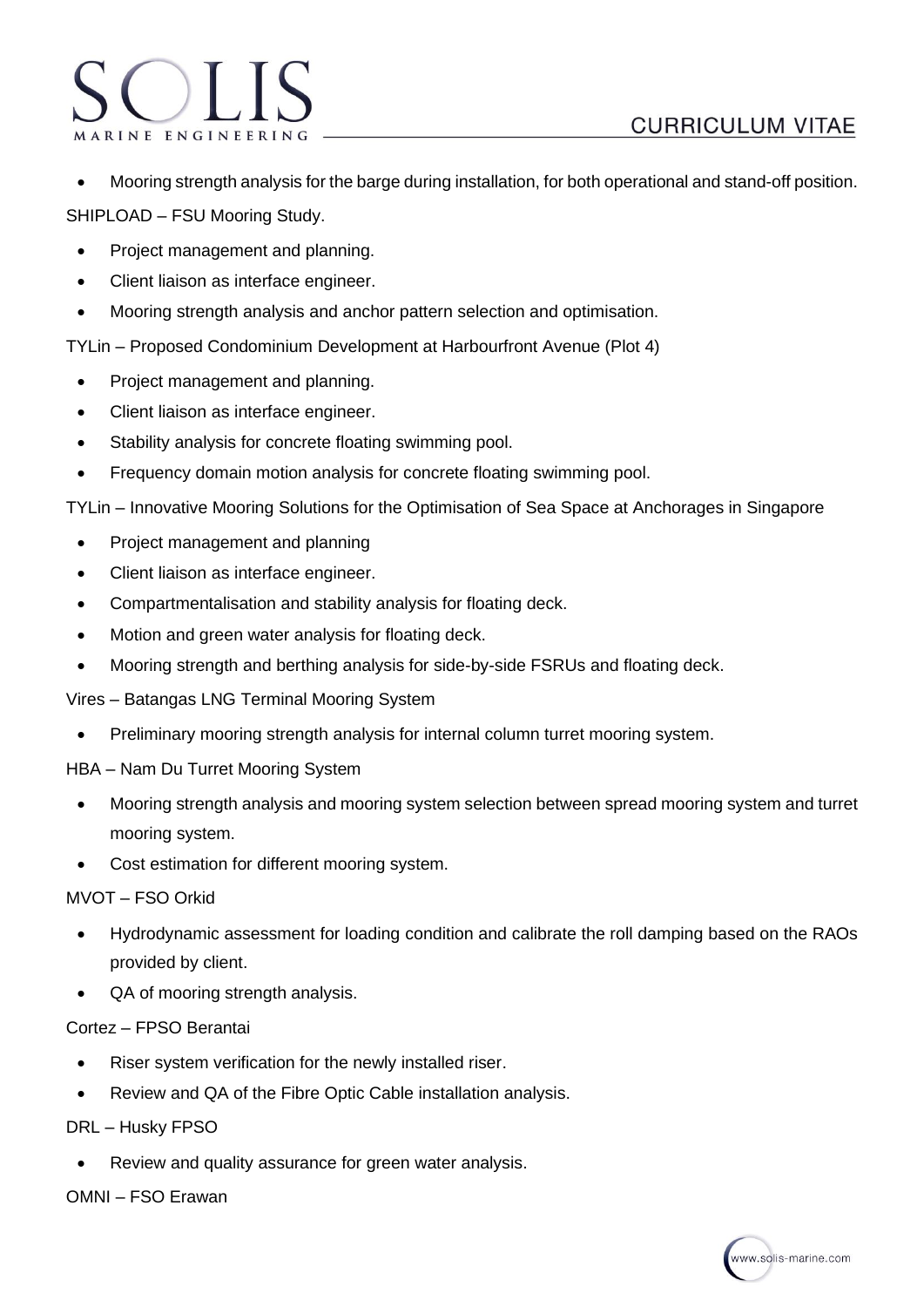- Mooring strength analysis for the barge during installation, for both operational and stand-off position.

SHIPLOAD – FSU Mooring Study.

- Project management and planning.
- Client liaison as interface engineer.
- Mooring strength analysis and anchor pattern selection and optimisation.

TYLin – Proposed Condominium Development at Harbourfront Avenue (Plot 4)

- Project management and planning.
- Client liaison as interface engineer.
- Stability analysis for concrete floating swimming pool.
- Frequency domain motion analysis for concrete floating swimming pool.

TYLin – Innovative Mooring Solutions for the Optimisation of Sea Space at Anchorages in Singapore

- Project management and planning
- Client liaison as interface engineer.
- Compartmentalisation and stability analysis for floating deck.
- Motion and green water analysis for floating deck.
- Mooring strength and berthing analysis for side-by-side FSRUs and floating deck.

Vires – Batangas LNG Terminal Mooring System

- Preliminary mooring strength analysis for internal column turret mooring system.

HBA – Nam Du Turret Mooring System

- Mooring strength analysis and mooring system selection between spread mooring system and turret mooring system.
- Cost estimation for different mooring system.

MVOT – FSO Orkid

- Hydrodynamic assessment for loading condition and calibrate the roll damping based on the RAOs provided by client.
- QA of mooring strength analysis.

Cortez – FPSO Berantai

- Riser system verification for the newly installed riser.
- Review and QA of the Fibre Optic Cable installation analysis.

DRL – Husky FPSO

- Review and quality assurance for green water analysis.

OMNI – FSO Erawan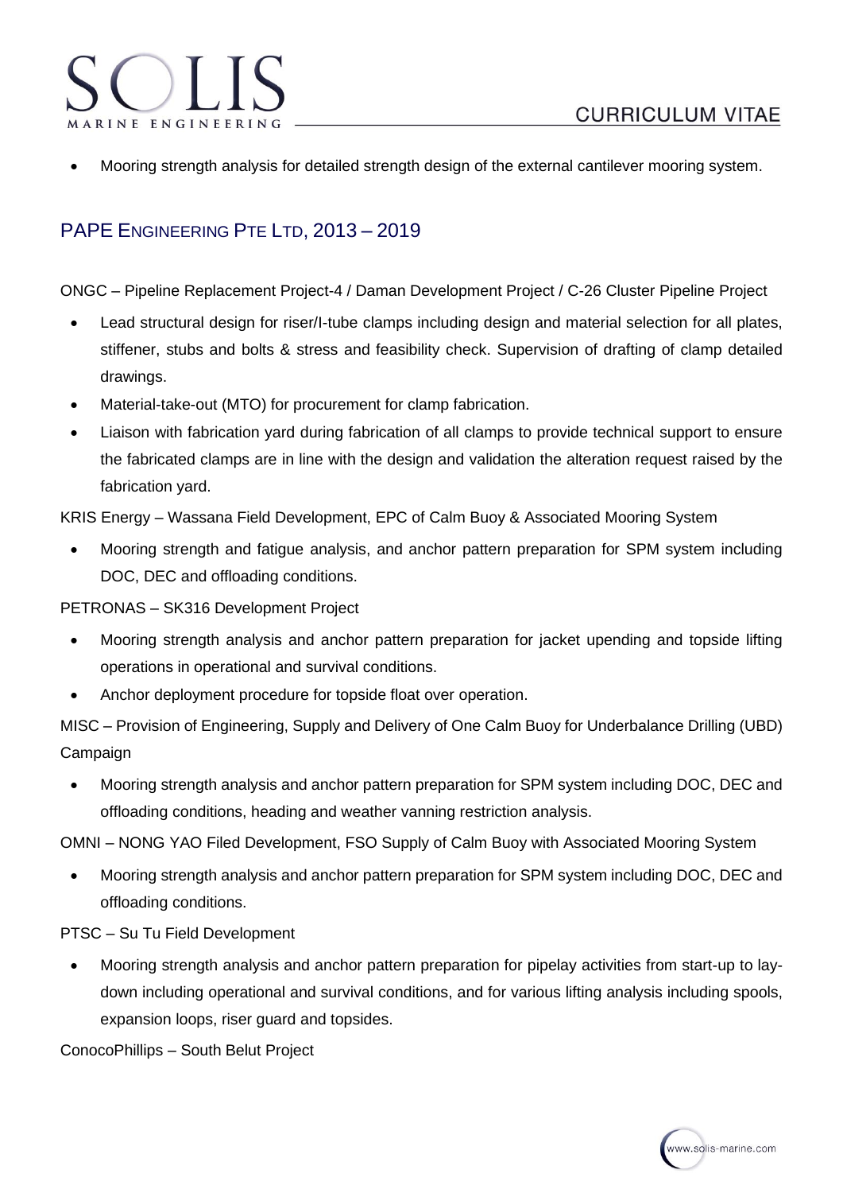- Mooring strength analysis for detailed strength design of the external cantilever mooring system.

## PAPE ENGINEERING PTE LTD, 2013 – 2019

ONGC – Pipeline Replacement Project-4 / Daman Development Project / C-26 Cluster Pipeline Project

- Lead structural design for riser/I-tube clamps including design and material selection for all plates, stiffener, stubs and bolts & stress and feasibility check. Supervision of drafting of clamp detailed drawings.
- Material-take-out (MTO) for procurement for clamp fabrication.
- Liaison with fabrication yard during fabrication of all clamps to provide technical support to ensure the fabricated clamps are in line with the design and validation the alteration request raised by the fabrication yard.

KRIS Energy – Wassana Field Development, EPC of Calm Buoy & Associated Mooring System

- Mooring strength and fatigue analysis, and anchor pattern preparation for SPM system including DOC, DEC and offloading conditions.

PETRONAS – SK316 Development Project

- Mooring strength analysis and anchor pattern preparation for jacket upending and topside lifting operations in operational and survival conditions.
- Anchor deployment procedure for topside float over operation.

MISC – Provision of Engineering, Supply and Delivery of One Calm Buoy for Underbalance Drilling (UBD) Campaign

- Mooring strength analysis and anchor pattern preparation for SPM system including DOC, DEC and offloading conditions, heading and weather vanning restriction analysis.

OMNI – NONG YAO Filed Development, FSO Supply of Calm Buoy with Associated Mooring System

- Mooring strength analysis and anchor pattern preparation for SPM system including DOC, DEC and offloading conditions.

PTSC – Su Tu Field Development

- Mooring strength analysis and anchor pattern preparation for pipelay activities from start-up to lay-down including operational and survival conditions, and for various lifting analysis including spools, expansion loops, riser guard and topsides.

ConocoPhillips – South Belut Project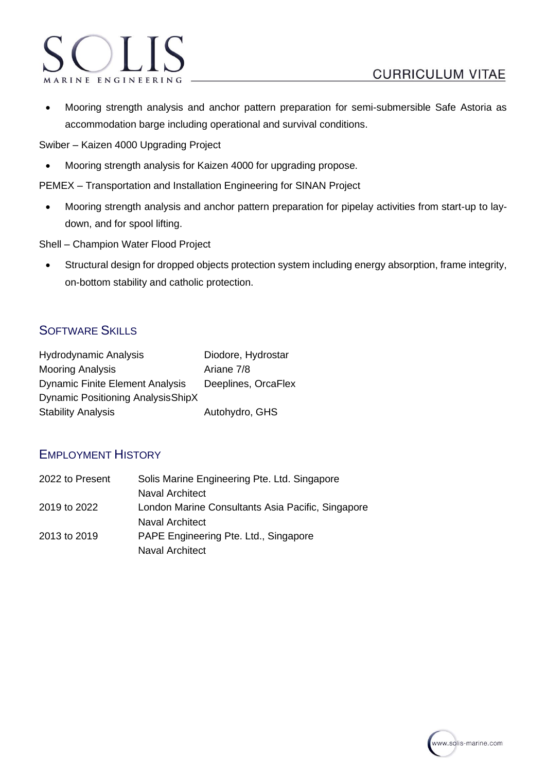- Mooring strength analysis and anchor pattern preparation for semi-submersible Safe Astoria as accommodation barge including operational and survival conditions.

Swiber – Kaizen 4000 Upgrading Project

- Mooring strength analysis for Kaizen 4000 for upgrading propose.

PEMEX – Transportation and Installation Engineering for SINAN Project

- Mooring strength analysis and anchor pattern preparation for pipelay activities from start-up to lay-down, and for spool lifting.

Shell – Champion Water Flood Project

- Structural design for dropped objects protection system including energy absorption, frame integrity, on-bottom stability and catholic protection.

## SOFTWARE SKILLS

| | |
|---|---|
| Hydrodynamic Analysis | Diodore, Hydrostar |
| Mooring Analysis | Ariane 7/8 |
| Dynamic Finite Element Analysis | Deeplines, OrcaFlex |
| Dynamic Positioning Analysis | ShipX |
| Stability Analysis | Autohydro, GHS |

## EMPLOYMENT HISTORY

| | |
|---|---|
| 2022 to Present | Solis Marine Engineering Pte. Ltd. Singapore<br>Naval Architect |
| 2019 to 2022 | London Marine Consultants Asia Pacific, Singapore<br>Naval Architect |
| 2013 to 2019 | PAPE Engineering Pte. Ltd., Singapore<br>Naval Architect |